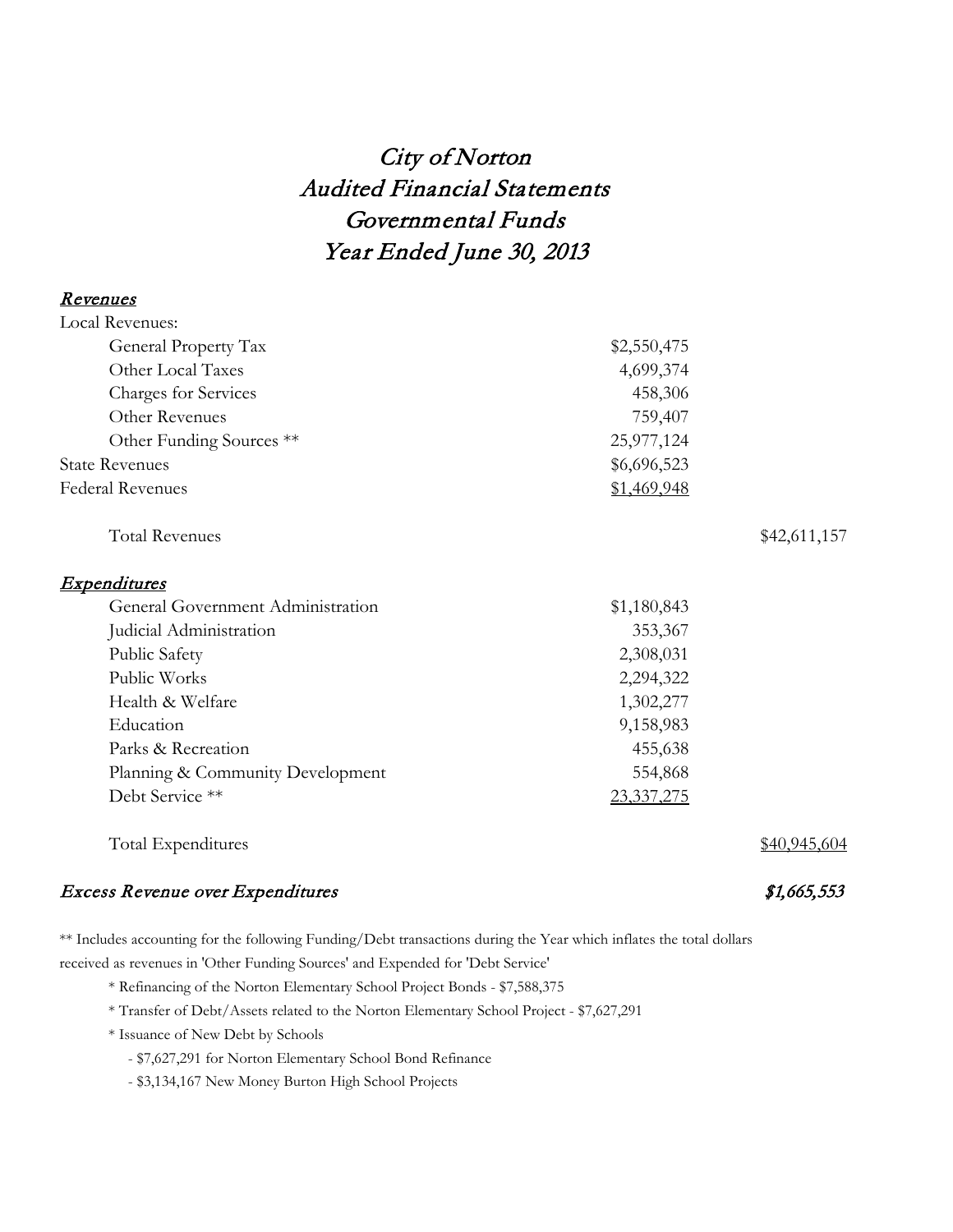# *City of Norton*
# *Audited Financial Statements*
# *Governmental Funds*
# *Year Ended June 30, 2013*

***Revenues***

| | | |
|---|---|---|
| Local Revenues: | | |
| General Property Tax | $2,550,475 | |
| Other Local Taxes | 4,699,374 | |
| Charges for Services | 458,306 | |
| Other Revenues | 759,407 | |
| Other Funding Sources ** | 25,977,124 | |
| State Revenues | $6,696,523 | |
| Federal Revenues | $1,469,948 | |
| Total Revenues | | $42,611,157 |

***Expenditures***

| | | |
|---|---|---|
| General Government Administration | $1,180,843 | |
| Judicial Administration | 353,367 | |
| Public Safety | 2,308,031 | |
| Public Works | 2,294,322 | |
| Health & Welfare | 1,302,277 | |
| Education | 9,158,983 | |
| Parks & Recreation | 455,638 | |
| Planning & Community Development | 554,868 | |
| Debt Service ** | 23,337,275 | |
| Total Expenditures | | $40,945,604 |

***Excess Revenue over Expenditures*** ***$1,665,553***

** Includes accounting for the following Funding/Debt transactions during the Year which inflates the total dollars received as revenues in 'Other Funding Sources' and Expended for 'Debt Service'

* Refinancing of the Norton Elementary School Project Bonds - $7,588,375
* Transfer of Debt/Assets related to the Norton Elementary School Project - $7,627,291
* Issuance of New Debt by Schools
  - $7,627,291 for Norton Elementary School Bond Refinance
  - $3,134,167 New Money Burton High School Projects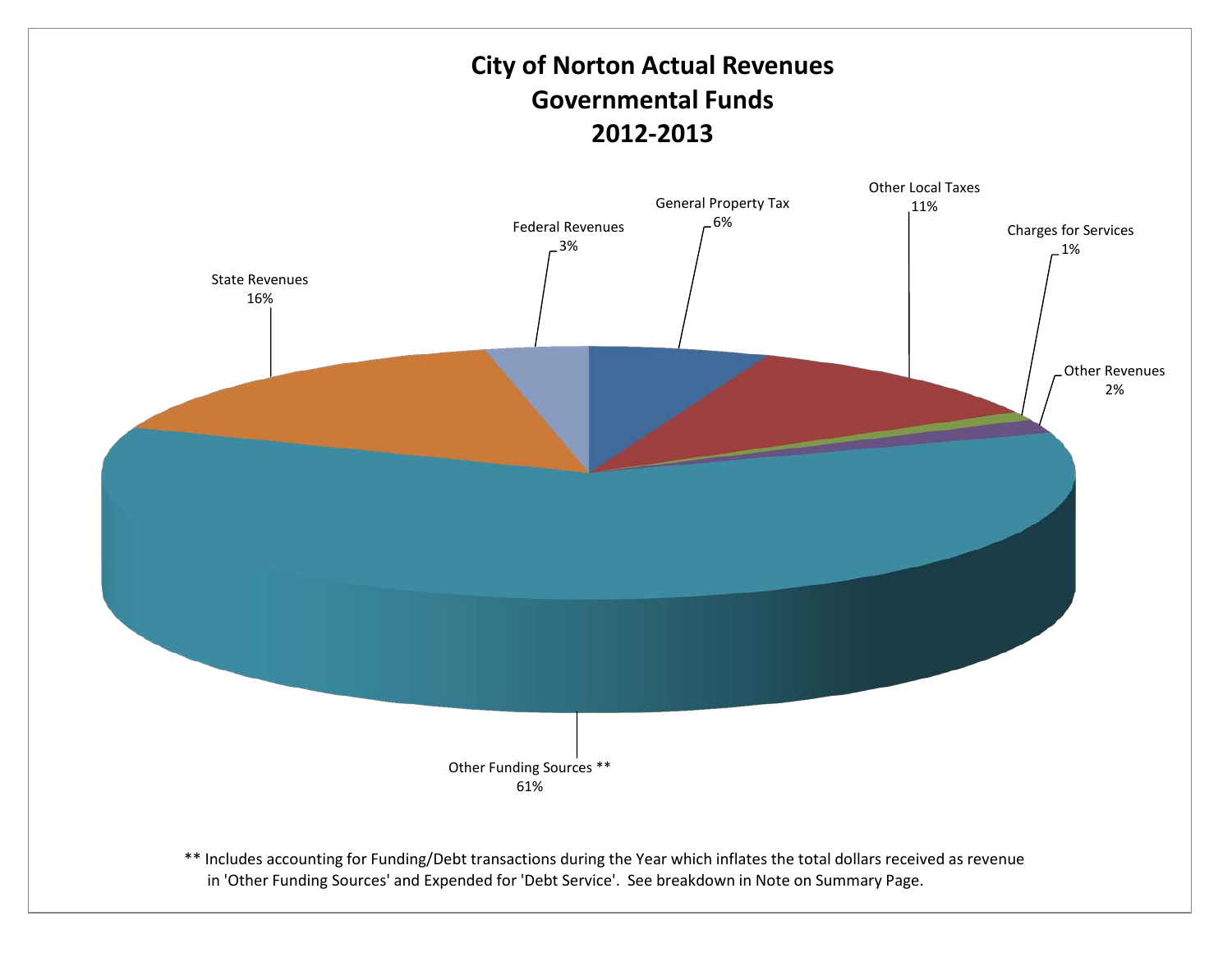# City of Norton Actual Revenues
# Governmental Funds
# 2012-2013

| Category | Percentage |
| --- | --- |
| General Property Tax | 6% |
| Other Local Taxes | 11% |
| Charges for Services | 1% |
| Other Revenues | 2% |
| Other Funding Sources ** | 61% |
| State Revenues | 16% |
| Federal Revenues | 3% |

** Includes accounting for Funding/Debt transactions during the Year which inflates the total dollars received as revenue in 'Other Funding Sources' and Expended for 'Debt Service'. See breakdown in Note on Summary Page.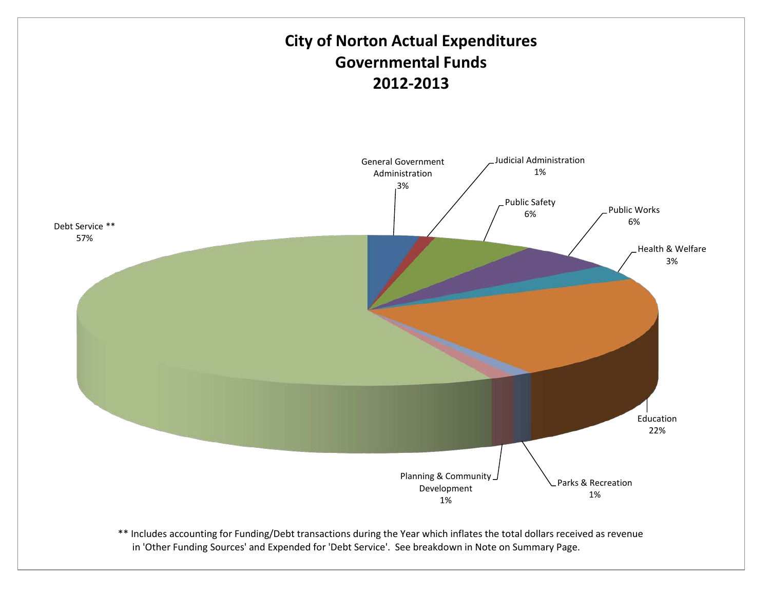# City of Norton Actual Expenditures
# Governmental Funds
# 2012-2013

General Government Administration 3%

Judicial Administration 1%

Public Safety 6%

Public Works 6%

Health & Welfare 3%

Education 22%

Parks & Recreation 1%

Planning & Community Development 1%

Debt Service ** 57%

** Includes accounting for Funding/Debt transactions during the Year which inflates the total dollars received as revenue in 'Other Funding Sources' and Expended for 'Debt Service'. See breakdown in Note on Summary Page.